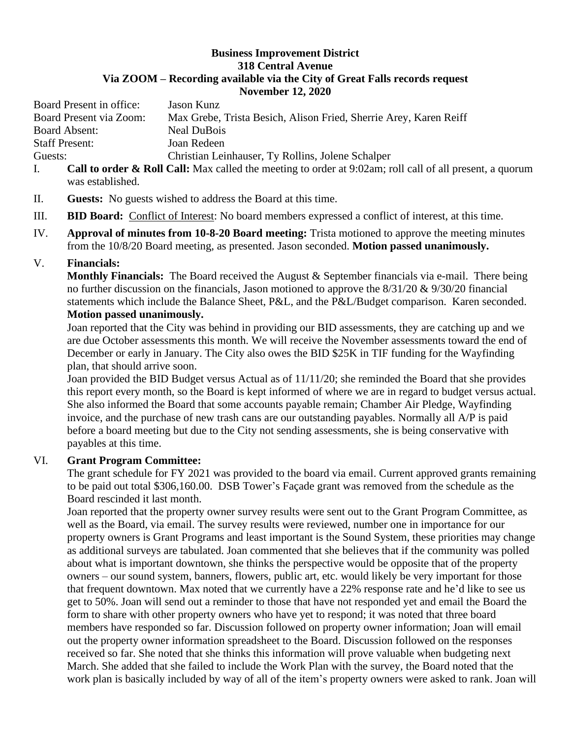**Business Improvement District**
**318 Central Avenue**
**Via ZOOM – Recording available via the City of Great Falls records request**
**November 12, 2020**

Board Present in office: Jason Kunz
Board Present via Zoom: Max Grebe, Trista Besich, Alison Fried, Sherrie Arey, Karen Reiff
Board Absent: Neal DuBois
Staff Present: Joan Redeen
Guests: Christian Leinhauser, Ty Rollins, Jolene Schalper

I. **Call to order & Roll Call:** Max called the meeting to order at 9:02am; roll call of all present, a quorum was established.

II. **Guests:** No guests wished to address the Board at this time.

III. **BID Board:** Conflict of Interest: No board members expressed a conflict of interest, at this time.

IV. **Approval of minutes from 10-8-20 Board meeting:** Trista motioned to approve the meeting minutes from the 10/8/20 Board meeting, as presented. Jason seconded. **Motion passed unanimously.**

V. **Financials:**

**Monthly Financials:** The Board received the August & September financials via e-mail. There being no further discussion on the financials, Jason motioned to approve the 8/31/20 & 9/30/20 financial statements which include the Balance Sheet, P&L, and the P&L/Budget comparison. Karen seconded. **Motion passed unanimously.**

Joan reported that the City was behind in providing our BID assessments, they are catching up and we are due October assessments this month. We will receive the November assessments toward the end of December or early in January. The City also owes the BID $25K in TIF funding for the Wayfinding plan, that should arrive soon.

Joan provided the BID Budget versus Actual as of 11/11/20; she reminded the Board that she provides this report every month, so the Board is kept informed of where we are in regard to budget versus actual. She also informed the Board that some accounts payable remain; Chamber Air Pledge, Wayfinding invoice, and the purchase of new trash cans are our outstanding payables. Normally all A/P is paid before a board meeting but due to the City not sending assessments, she is being conservative with payables at this time.

VI. **Grant Program Committee:**

The grant schedule for FY 2021 was provided to the board via email. Current approved grants remaining to be paid out total $306,160.00. DSB Tower's Façade grant was removed from the schedule as the Board rescinded it last month.

Joan reported that the property owner survey results were sent out to the Grant Program Committee, as well as the Board, via email. The survey results were reviewed, number one in importance for our property owners is Grant Programs and least important is the Sound System, these priorities may change as additional surveys are tabulated. Joan commented that she believes that if the community was polled about what is important downtown, she thinks the perspective would be opposite that of the property owners – our sound system, banners, flowers, public art, etc. would likely be very important for those that frequent downtown. Max noted that we currently have a 22% response rate and he'd like to see us get to 50%. Joan will send out a reminder to those that have not responded yet and email the Board the form to share with other property owners who have yet to respond; it was noted that three board members have responded so far. Discussion followed on property owner information; Joan will email out the property owner information spreadsheet to the Board. Discussion followed on the responses received so far. She noted that she thinks this information will prove valuable when budgeting next March. She added that she failed to include the Work Plan with the survey, the Board noted that the work plan is basically included by way of all of the item's property owners were asked to rank. Joan will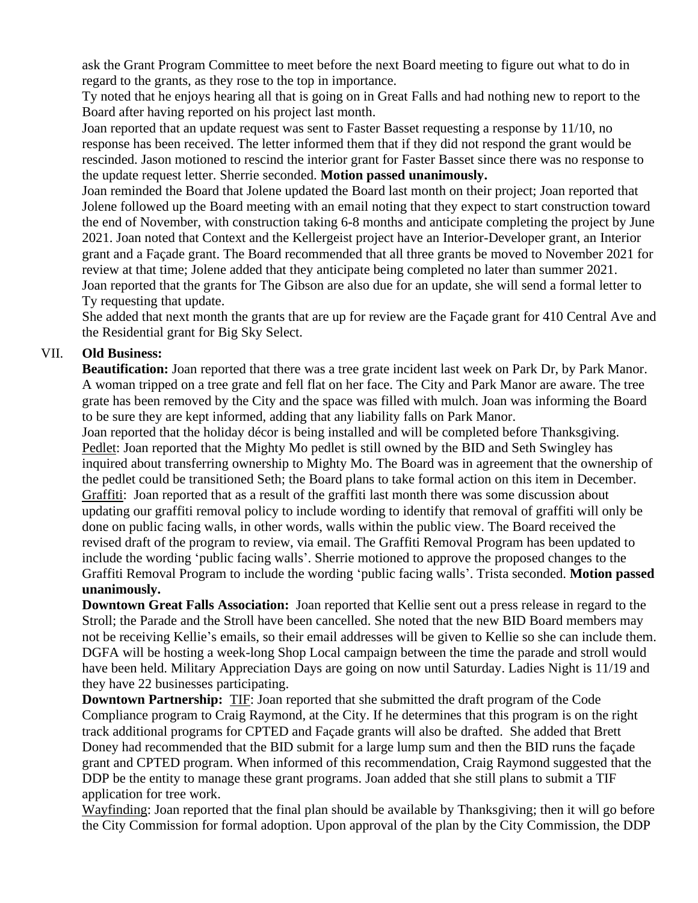ask the Grant Program Committee to meet before the next Board meeting to figure out what to do in regard to the grants, as they rose to the top in importance.

Ty noted that he enjoys hearing all that is going on in Great Falls and had nothing new to report to the Board after having reported on his project last month.

Joan reported that an update request was sent to Faster Basset requesting a response by 11/10, no response has been received. The letter informed them that if they did not respond the grant would be rescinded. Jason motioned to rescind the interior grant for Faster Basset since there was no response to the update request letter. Sherrie seconded. **Motion passed unanimously.**

Joan reminded the Board that Jolene updated the Board last month on their project; Joan reported that Jolene followed up the Board meeting with an email noting that they expect to start construction toward the end of November, with construction taking 6-8 months and anticipate completing the project by June 2021. Joan noted that Context and the Kellergeist project have an Interior-Developer grant, an Interior grant and a Façade grant. The Board recommended that all three grants be moved to November 2021 for review at that time; Jolene added that they anticipate being completed no later than summer 2021.

Joan reported that the grants for The Gibson are also due for an update, she will send a formal letter to Ty requesting that update.

She added that next month the grants that are up for review are the Façade grant for 410 Central Ave and the Residential grant for Big Sky Select.

VII. **Old Business:**

**Beautification:** Joan reported that there was a tree grate incident last week on Park Dr, by Park Manor. A woman tripped on a tree grate and fell flat on her face. The City and Park Manor are aware. The tree grate has been removed by the City and the space was filled with mulch. Joan was informing the Board to be sure they are kept informed, adding that any liability falls on Park Manor.

Joan reported that the holiday décor is being installed and will be completed before Thanksgiving.

Pedlet: Joan reported that the Mighty Mo pedlet is still owned by the BID and Seth Swingley has inquired about transferring ownership to Mighty Mo. The Board was in agreement that the ownership of the pedlet could be transitioned Seth; the Board plans to take formal action on this item in December.

Graffiti: Joan reported that as a result of the graffiti last month there was some discussion about updating our graffiti removal policy to include wording to identify that removal of graffiti will only be done on public facing walls, in other words, walls within the public view. The Board received the revised draft of the program to review, via email. The Graffiti Removal Program has been updated to include the wording 'public facing walls'. Sherrie motioned to approve the proposed changes to the Graffiti Removal Program to include the wording 'public facing walls'. Trista seconded. **Motion passed unanimously.**

**Downtown Great Falls Association:** Joan reported that Kellie sent out a press release in regard to the Stroll; the Parade and the Stroll have been cancelled. She noted that the new BID Board members may not be receiving Kellie's emails, so their email addresses will be given to Kellie so she can include them. DGFA will be hosting a week-long Shop Local campaign between the time the parade and stroll would have been held. Military Appreciation Days are going on now until Saturday. Ladies Night is 11/19 and they have 22 businesses participating.

**Downtown Partnership:** TIF: Joan reported that she submitted the draft program of the Code Compliance program to Craig Raymond, at the City. If he determines that this program is on the right track additional programs for CPTED and Façade grants will also be drafted. She added that Brett Doney had recommended that the BID submit for a large lump sum and then the BID runs the façade grant and CPTED program. When informed of this recommendation, Craig Raymond suggested that the DDP be the entity to manage these grant programs. Joan added that she still plans to submit a TIF application for tree work.

Wayfinding: Joan reported that the final plan should be available by Thanksgiving; then it will go before the City Commission for formal adoption. Upon approval of the plan by the City Commission, the DDP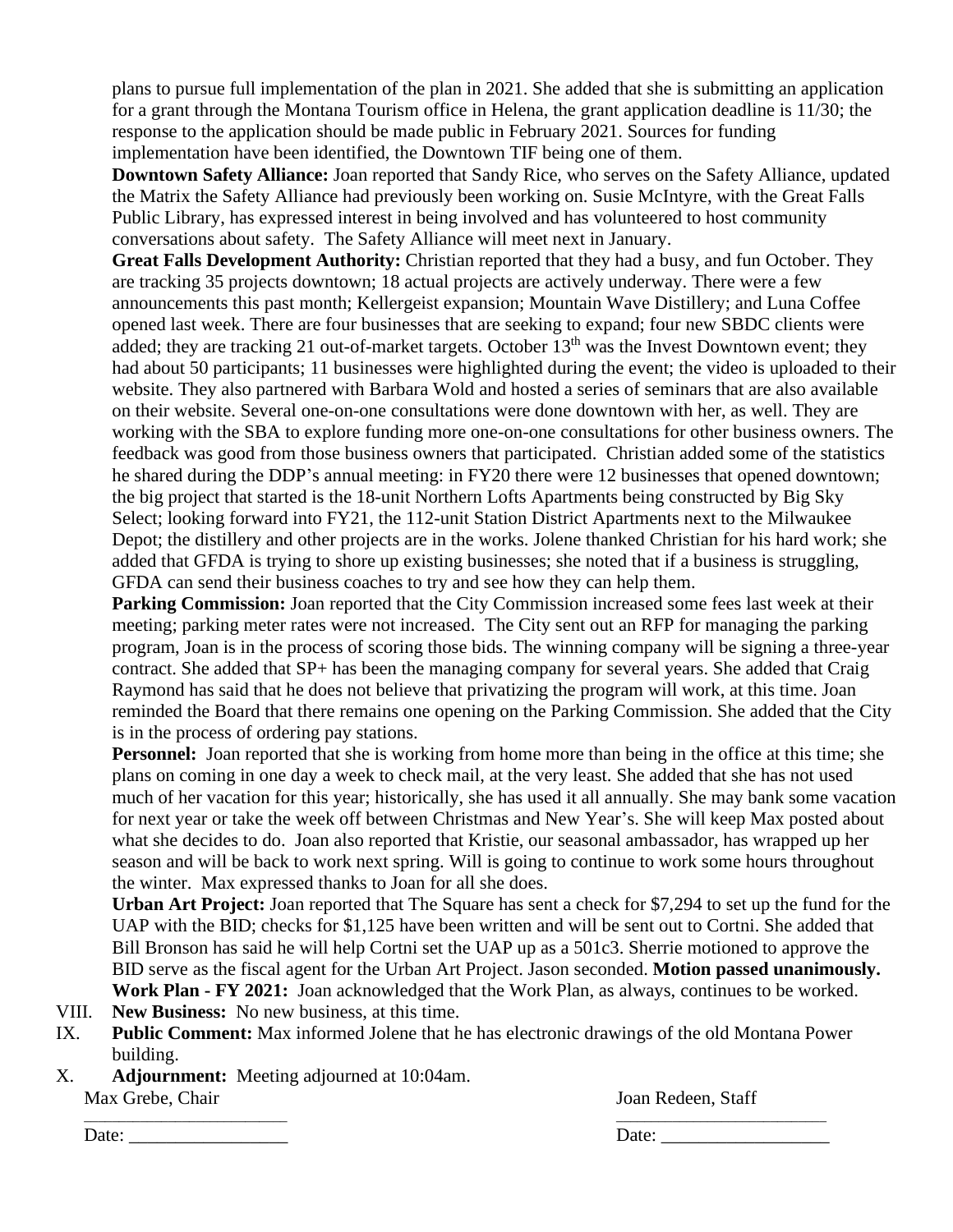plans to pursue full implementation of the plan in 2021. She added that she is submitting an application for a grant through the Montana Tourism office in Helena, the grant application deadline is 11/30; the response to the application should be made public in February 2021. Sources for funding implementation have been identified, the Downtown TIF being one of them.

**Downtown Safety Alliance:** Joan reported that Sandy Rice, who serves on the Safety Alliance, updated the Matrix the Safety Alliance had previously been working on. Susie McIntyre, with the Great Falls Public Library, has expressed interest in being involved and has volunteered to host community conversations about safety. The Safety Alliance will meet next in January.

**Great Falls Development Authority:** Christian reported that they had a busy, and fun October. They are tracking 35 projects downtown; 18 actual projects are actively underway. There were a few announcements this past month; Kellergeist expansion; Mountain Wave Distillery; and Luna Coffee opened last week. There are four businesses that are seeking to expand; four new SBDC clients were added; they are tracking 21 out-of-market targets. October 13th was the Invest Downtown event; they had about 50 participants; 11 businesses were highlighted during the event; the video is uploaded to their website. They also partnered with Barbara Wold and hosted a series of seminars that are also available on their website. Several one-on-one consultations were done downtown with her, as well. They are working with the SBA to explore funding more one-on-one consultations for other business owners. The feedback was good from those business owners that participated. Christian added some of the statistics he shared during the DDP's annual meeting: in FY20 there were 12 businesses that opened downtown; the big project that started is the 18-unit Northern Lofts Apartments being constructed by Big Sky Select; looking forward into FY21, the 112-unit Station District Apartments next to the Milwaukee Depot; the distillery and other projects are in the works. Jolene thanked Christian for his hard work; she added that GFDA is trying to shore up existing businesses; she noted that if a business is struggling, GFDA can send their business coaches to try and see how they can help them.

**Parking Commission:** Joan reported that the City Commission increased some fees last week at their meeting; parking meter rates were not increased. The City sent out an RFP for managing the parking program, Joan is in the process of scoring those bids. The winning company will be signing a three-year contract. She added that SP+ has been the managing company for several years. She added that Craig Raymond has said that he does not believe that privatizing the program will work, at this time. Joan reminded the Board that there remains one opening on the Parking Commission. She added that the City is in the process of ordering pay stations.

**Personnel:** Joan reported that she is working from home more than being in the office at this time; she plans on coming in one day a week to check mail, at the very least. She added that she has not used much of her vacation for this year; historically, she has used it all annually. She may bank some vacation for next year or take the week off between Christmas and New Year's. She will keep Max posted about what she decides to do. Joan also reported that Kristie, our seasonal ambassador, has wrapped up her season and will be back to work next spring. Will is going to continue to work some hours throughout the winter. Max expressed thanks to Joan for all she does.

**Urban Art Project:** Joan reported that The Square has sent a check for $7,294 to set up the fund for the UAP with the BID; checks for $1,125 have been written and will be sent out to Cortni. She added that Bill Bronson has said he will help Cortni set the UAP up as a 501c3. Sherrie motioned to approve the BID serve as the fiscal agent for the Urban Art Project. Jason seconded. **Motion passed unanimously.**

**Work Plan - FY 2021:** Joan acknowledged that the Work Plan, as always, continues to be worked.

VIII. **New Business:** No new business, at this time.

IX. **Public Comment:** Max informed Jolene that he has electronic drawings of the old Montana Power building.

X. **Adjournment:** Meeting adjourned at 10:04am.

Max Grebe, Chair ______________________ Date: _________________

Joan Redeen, Staff ______________________ Date: __________________